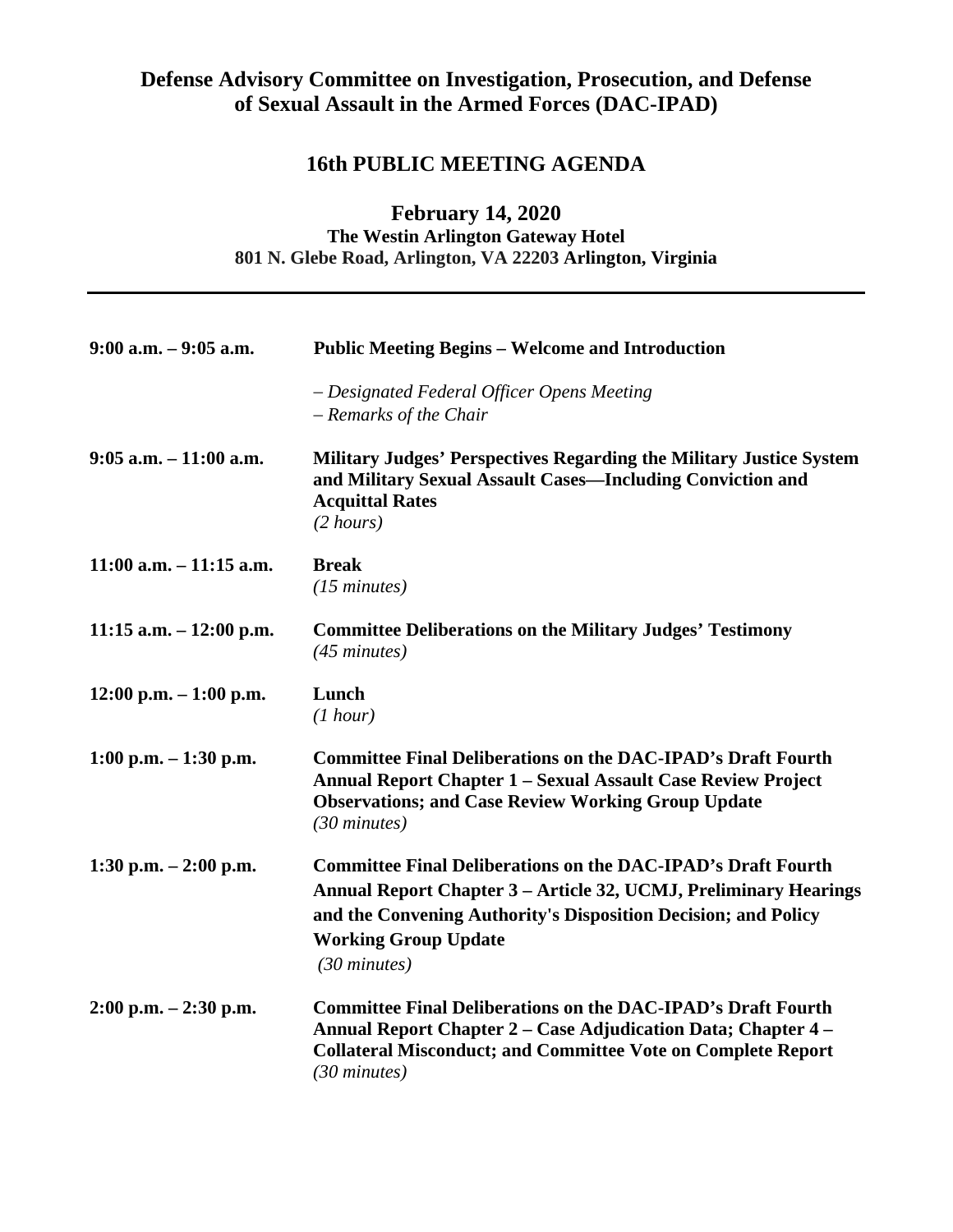# Defense Advisory Committee on Investigation, Prosecution, and Defense of Sexual Assault in the Armed Forces (DAC-IPAD)

## 16th PUBLIC MEETING AGENDA

**February 14, 2020**
**The Westin Arlington Gateway Hotel**
**801 N. Glebe Road, Arlington, VA 22203 Arlington, Virginia**

---

| | |
|---|---|
| **9:00 a.m. – 9:05 a.m.** | **Public Meeting Begins – Welcome and Introduction**<br><br>*– Designated Federal Officer Opens Meeting*<br>*– Remarks of the Chair* |
| **9:05 a.m. – 11:00 a.m.** | **Military Judges' Perspectives Regarding the Military Justice System and Military Sexual Assault Cases—Including Conviction and Acquittal Rates**<br>*(2 hours)* |
| **11:00 a.m. – 11:15 a.m.** | **Break**<br>*(15 minutes)* |
| **11:15 a.m. – 12:00 p.m.** | **Committee Deliberations on the Military Judges' Testimony**<br>*(45 minutes)* |
| **12:00 p.m. – 1:00 p.m.** | **Lunch**<br>*(1 hour)* |
| **1:00 p.m. – 1:30 p.m.** | **Committee Final Deliberations on the DAC-IPAD's Draft Fourth Annual Report Chapter 1 – Sexual Assault Case Review Project Observations; and Case Review Working Group Update**<br>*(30 minutes)* |
| **1:30 p.m. – 2:00 p.m.** | **Committee Final Deliberations on the DAC-IPAD's Draft Fourth Annual Report Chapter 3 – Article 32, UCMJ, Preliminary Hearings and the Convening Authority's Disposition Decision; and Policy Working Group Update**<br>*(30 minutes)* |
| **2:00 p.m. – 2:30 p.m.** | **Committee Final Deliberations on the DAC-IPAD's Draft Fourth Annual Report Chapter 2 – Case Adjudication Data; Chapter 4 – Collateral Misconduct; and Committee Vote on Complete Report**<br>*(30 minutes)* |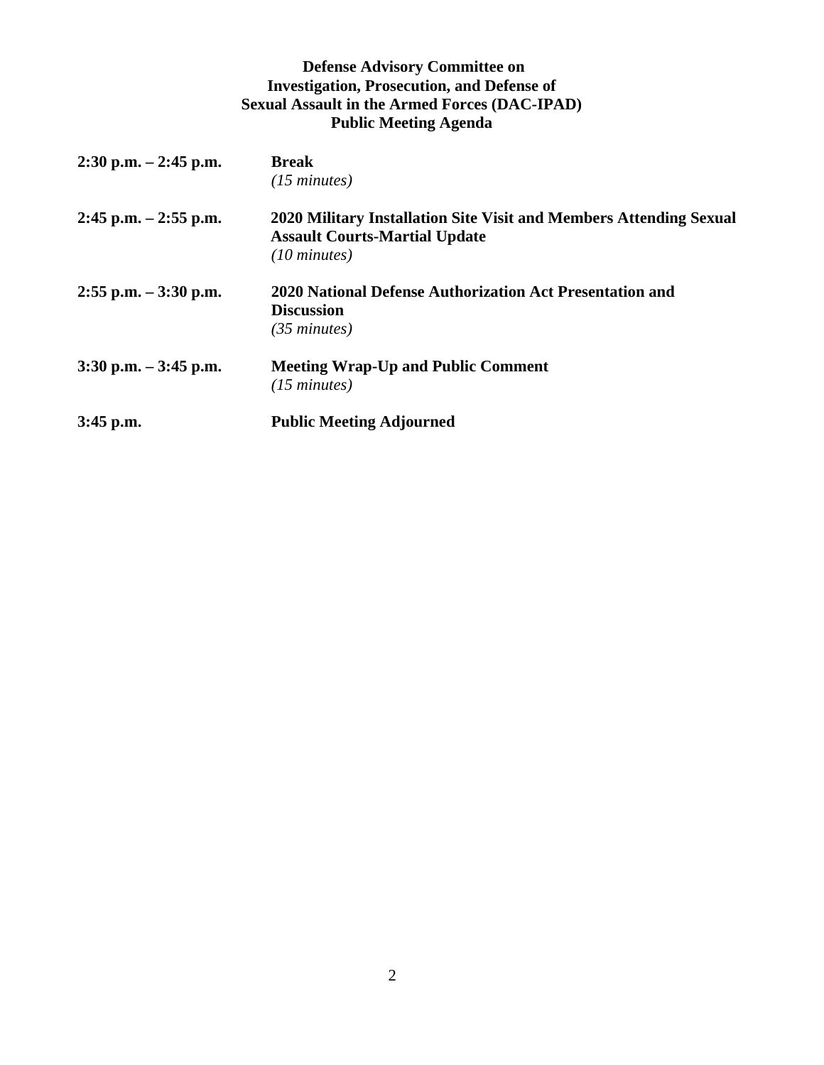**Defense Advisory Committee on**
**Investigation, Prosecution, and Defense of**
**Sexual Assault in the Armed Forces (DAC-IPAD)**
**Public Meeting Agenda**

| | |
|---|---|
| **2:30 p.m. – 2:45 p.m.** | **Break**<br>*(15 minutes)* |
| **2:45 p.m. – 2:55 p.m.** | **2020 Military Installation Site Visit and Members Attending Sexual Assault Courts-Martial Update**<br>*(10 minutes)* |
| **2:55 p.m. – 3:30 p.m.** | **2020 National Defense Authorization Act Presentation and Discussion**<br>*(35 minutes)* |
| **3:30 p.m. – 3:45 p.m.** | **Meeting Wrap-Up and Public Comment**<br>*(15 minutes)* |
| **3:45 p.m.** | **Public Meeting Adjourned** |